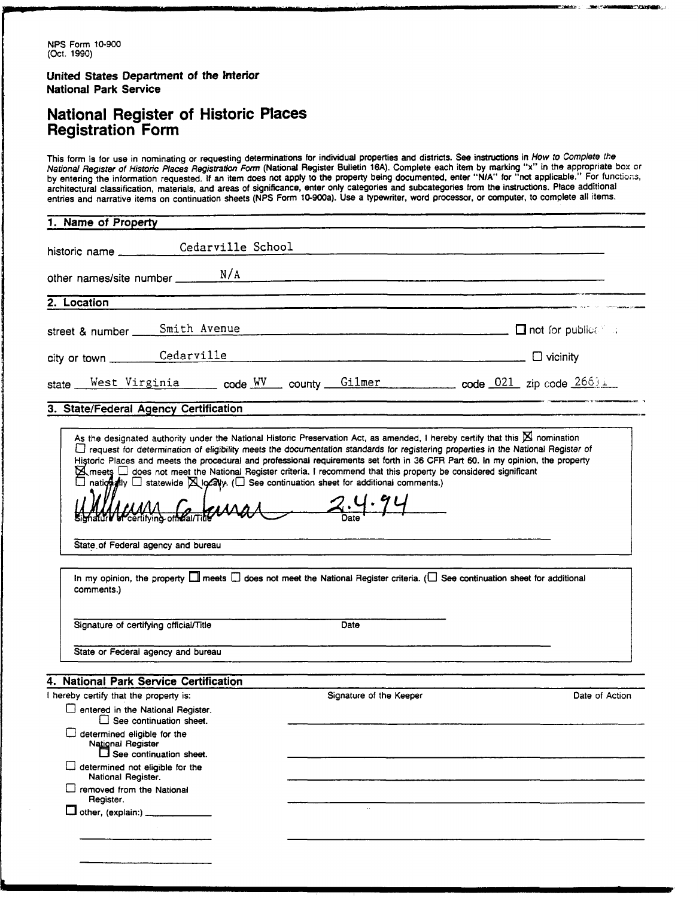NPS Form 10-900
(Oct. 1990)

**United States Department of the Interior**
**National Park Service**

# National Register of Historic Places Registration Form

This form is for use in nominating or requesting determinations for individual properties and districts. See instructions in *How to Complete the National Register of Historic Places Registration Form* (National Register Bulletin 16A). Complete each item by marking "x" in the appropriate box or by entering the information requested. If an item does not apply to the property being documented, enter "N/A" for "not applicable." For functions, architectural classification, materials, and areas of significance, enter only categories and subcategories from the instructions. Place additional entries and narrative items on continuation sheets (NPS Form 10-900a). Use a typewriter, word processor, or computer, to complete all items.

## 1. Name of Property

historic name: Cedarville School

other names/site number: N/A

## 2. Location

street & number: Smith Avenue ☐ not for publication

city or town: Cedarville ☐ vicinity

state: West Virginia code: WV county: Gilmer code: 021 zip code: 26611

## 3. State/Federal Agency Certification

As the designated authority under the National Historic Preservation Act, as amended, I hereby certify that this ☒ nomination ☐ request for determination of eligibility meets the documentation standards for registering properties in the National Register of Historic Places and meets the procedural and professional requirements set forth in 36 CFR Part 60. In my opinion, the property ☒ meets ☐ does not meet the National Register criteria. I recommend that this property be considered significant ☐ nationally ☐ statewide ☒ locally. (☐ See continuation sheet for additional comments.)

William G. Farrar 2.4.94
Signature of certifying official/Title Date

State of Federal agency and bureau

In my opinion, the property ☐ meets ☐ does not meet the National Register criteria. (☐ See continuation sheet for additional comments.)

Signature of certifying official/Title Date

State or Federal agency and bureau

## 4. National Park Service Certification

| I hereby certify that the property is: | Signature of the Keeper | Date of Action |
| --- | --- | --- |
| ☐ entered in the National Register. ☐ See continuation sheet. | | |
| ☐ determined eligible for the National Register ☐ See continuation sheet. | | |
| ☐ determined not eligible for the National Register. | | |
| ☐ removed from the National Register. | | |
| ☐ other, (explain:) | | |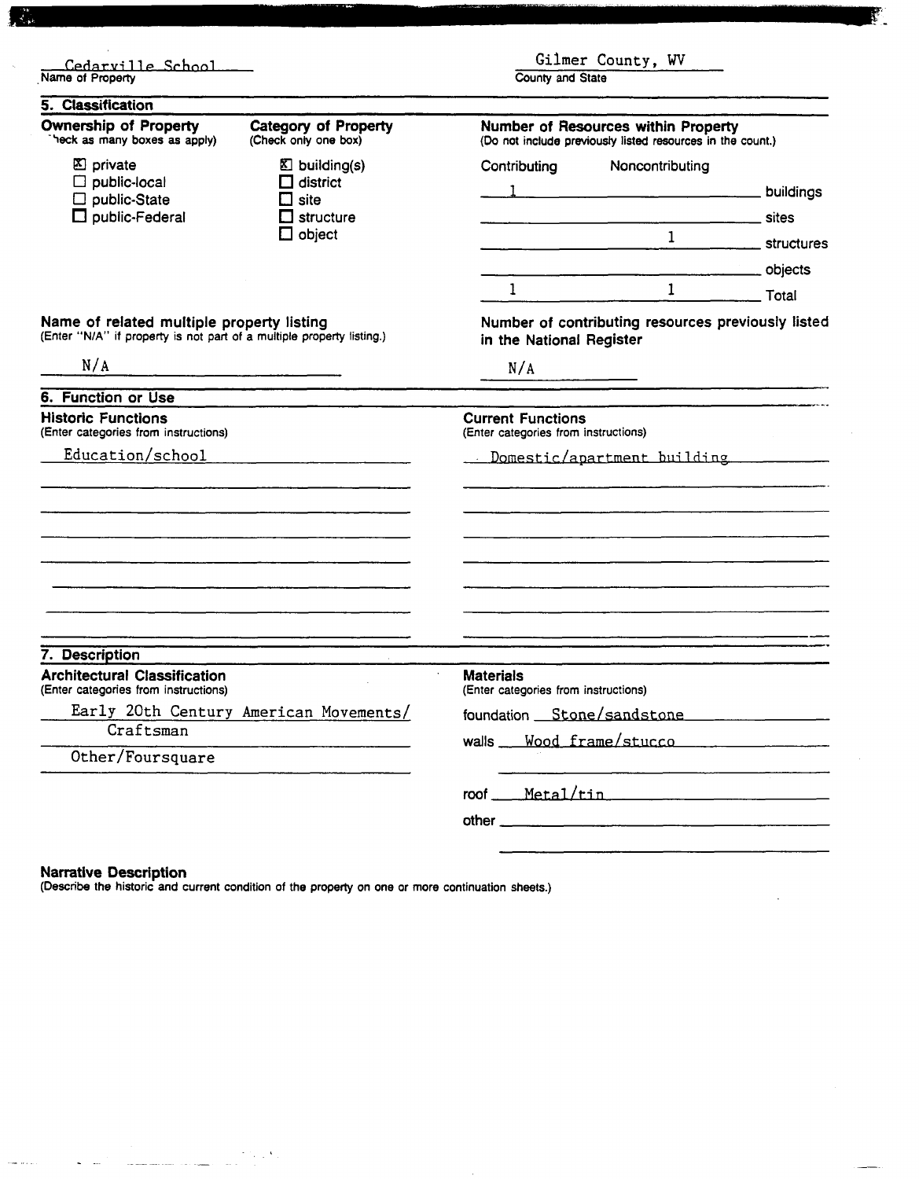Cedarville School
Name of Property

Gilmer County, WV
County and State

## 5. Classification

**Ownership of Property**
(Check as many boxes as apply)

- [x] private
- [ ] public-local
- [ ] public-State
- [ ] public-Federal

**Category of Property**
(Check only one box)

- [x] building(s)
- [ ] district
- [ ] site
- [ ] structure
- [ ] object

**Number of Resources within Property**
(Do not include previously listed resources in the count.)

| Contributing | Noncontributing | |
|---|---|---|
| 1 | | buildings |
| | | sites |
| | 1 | structures |
| | | objects |
| 1 | 1 | Total |

**Name of related multiple property listing**
(Enter "N/A" if property is not part of a multiple property listing.)

N/A

**Number of contributing resources previously listed in the National Register**

N/A

## 6. Function or Use

**Historic Functions**
(Enter categories from instructions)

Education/school

**Current Functions**
(Enter categories from instructions)

Domestic/apartment building

## 7. Description

**Architectural Classification**
(Enter categories from instructions)

Early 20th Century American Movements/ Craftsman

Other/Foursquare

**Materials**
(Enter categories from instructions)

foundation Stone/sandstone

walls Wood frame/stucco

roof Metal/tin

other

**Narrative Description**
(Describe the historic and current condition of the property on one or more continuation sheets.)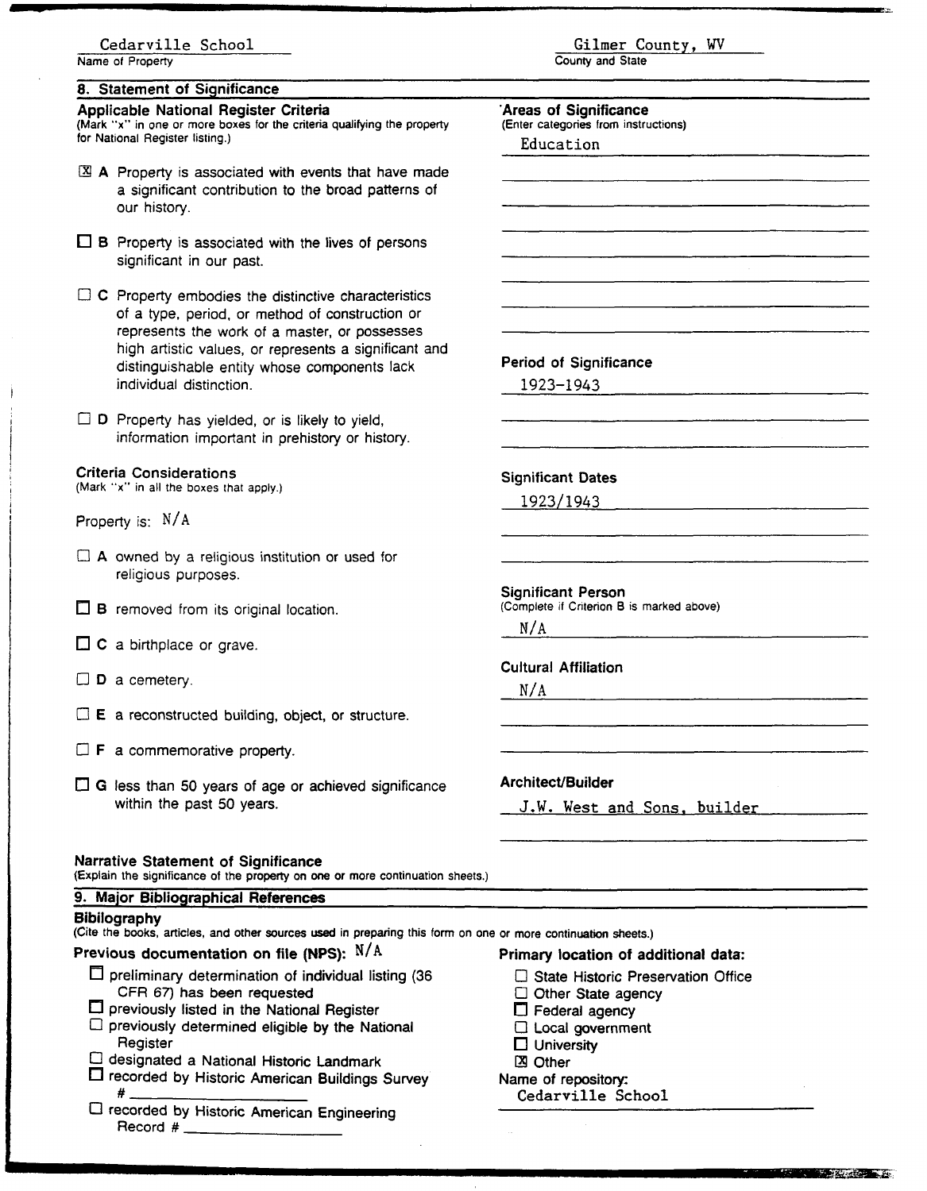Cedarville School
Name of Property

Gilmer County, WV
County and State

## 8. Statement of Significance

### Applicable National Register Criteria
(Mark "x" in one or more boxes for the criteria qualifying the property for National Register listing.)

- [X] **A** Property is associated with events that have made a significant contribution to the broad patterns of our history.
- [ ] **B** Property is associated with the lives of persons significant in our past.
- [ ] **C** Property embodies the distinctive characteristics of a type, period, or method of construction or represents the work of a master, or possesses high artistic values, or represents a significant and distinguishable entity whose components lack individual distinction.
- [ ] **D** Property has yielded, or is likely to yield, information important in prehistory or history.

### Criteria Considerations
(Mark "x" in all the boxes that apply.)

Property is: N/A

- [ ] **A** owned by a religious institution or used for religious purposes.
- [ ] **B** removed from its original location.
- [ ] **C** a birthplace or grave.
- [ ] **D** a cemetery.
- [ ] **E** a reconstructed building, object, or structure.
- [ ] **F** a commemorative property.
- [ ] **G** less than 50 years of age or achieved significance within the past 50 years.

### Areas of Significance
(Enter categories from instructions)

Education

### Period of Significance

1923-1943

### Significant Dates

1923/1943

### Significant Person
(Complete if Criterion B is marked above)

N/A

### Cultural Affiliation

N/A

### Architect/Builder

J.W. West and Sons, builder

### Narrative Statement of Significance
(Explain the significance of the property on one or more continuation sheets.)

## 9. Major Bibliographical References

### Bibilography
(Cite the books, articles, and other sources used in preparing this form on one or more continuation sheets.)

### Previous documentation on file (NPS): N/A

- [ ] preliminary determination of individual listing (36 CFR 67) has been requested
- [ ] previously listed in the National Register
- [ ] previously determined eligible by the National Register
- [ ] designated a National Historic Landmark
- [ ] recorded by Historic American Buildings Survey # ______
- [ ] recorded by Historic American Engineering Record # ______

### Primary location of additional data:

- [ ] State Historic Preservation Office
- [ ] Other State agency
- [ ] Federal agency
- [ ] Local government
- [ ] University
- [X] Other

Name of repository:
Cedarville School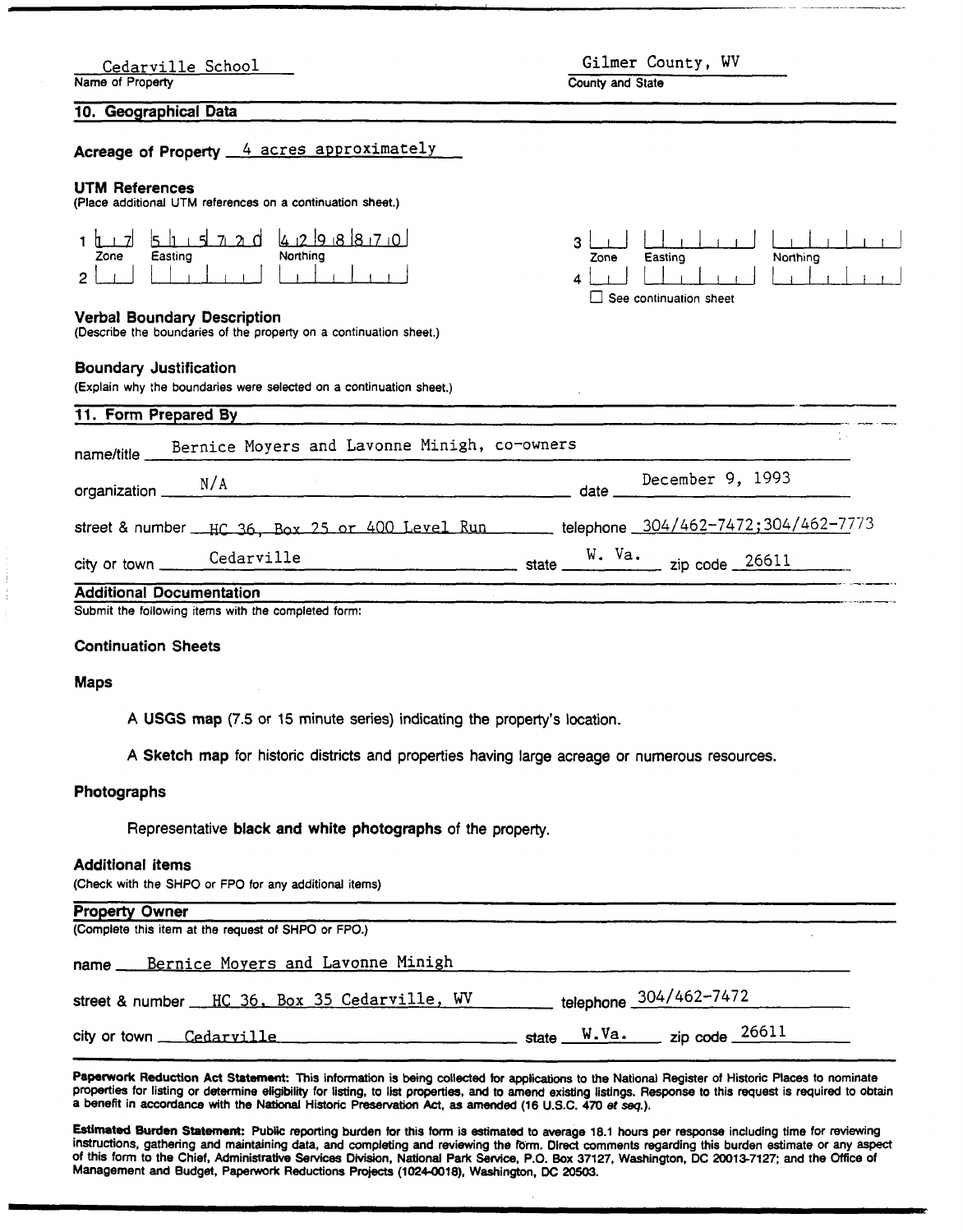Cedarville School
Name of Property

Gilmer County, WV
County and State

## 10. Geographical Data

**Acreage of Property** 4 acres approximately

**UTM References**
(Place additional UTM references on a continuation sheet.)

| | Zone | Easting | Northing |
|---|---|---|---|
| 1 | 17 | 515720 | 4298870 |
| 2 | | | |
| 3 | | | |
| 4 | | | |

☐ See continuation sheet

**Verbal Boundary Description**
(Describe the boundaries of the property on a continuation sheet.)

**Boundary Justification**
(Explain why the boundaries were selected on a continuation sheet.)

## 11. Form Prepared By

name/title Bernice Moyers and Lavonne Minigh, co-owners

organization N/A date December 9, 1993

street & number HC 36, Box 25 or 400 Level Run telephone 304/462-7472;304/462-7773

city or town Cedarville state W. Va. zip code 26611

## Additional Documentation

Submit the following items with the completed form:

**Continuation Sheets**

**Maps**

A **USGS map** (7.5 or 15 minute series) indicating the property's location.

A **Sketch map** for historic districts and properties having large acreage or numerous resources.

**Photographs**

Representative **black and white photographs** of the property.

**Additional items**
(Check with the SHPO or FPO for any additional items)

## Property Owner

(Complete this item at the request of SHPO or FPO.)

name Bernice Moyers and Lavonne Minigh

street & number HC 36, Box 35 Cedarville, WV telephone 304/462-7472

city or town Cedarville state W.Va. zip code 26611

**Paperwork Reduction Act Statement:** This information is being collected for applications to the National Register of Historic Places to nominate properties for listing or determine eligibility for listing, to list properties, and to amend existing listings. Response to this request is required to obtain a benefit in accordance with the National Historic Preservation Act, as amended (16 U.S.C. 470 *et seq.*).

**Estimated Burden Statement:** Public reporting burden for this form is estimated to average 18.1 hours per response including time for reviewing instructions, gathering and maintaining data, and completing and reviewing the form. Direct comments regarding this burden estimate or any aspect of this form to the Chief, Administrative Services Division, National Park Service, P.O. Box 37127, Washington, DC 20013-7127; and the Office of Management and Budget, Paperwork Reductions Projects (1024-0018), Washington, DC 20503.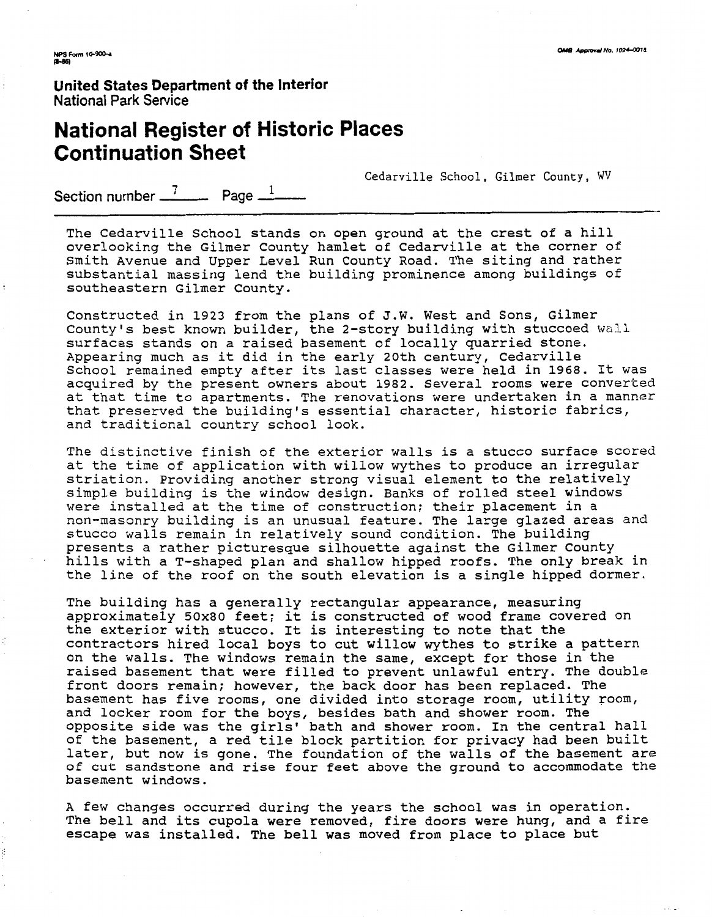NPS Form 10-900-a
(8-86)

OMB Approval No. 1024-0018

**United States Department of the Interior**
National Park Service

# National Register of Historic Places Continuation Sheet

Cedarville School, Gilmer County, WV

Section number 7 Page 1

The Cedarville School stands on open ground at the crest of a hill overlooking the Gilmer County hamlet of Cedarville at the corner of Smith Avenue and Upper Level Run County Road. The siting and rather substantial massing lend the building prominence among buildings of southeastern Gilmer County.

Constructed in 1923 from the plans of J.W. West and Sons, Gilmer County's best known builder, the 2-story building with stuccoed wall surfaces stands on a raised basement of locally quarried stone. Appearing much as it did in the early 20th century, Cedarville School remained empty after its last classes were held in 1968. It was acquired by the present owners about 1982. Several rooms were converted at that time to apartments. The renovations were undertaken in a manner that preserved the building's essential character, historic fabrics, and traditional country school look.

The distinctive finish of the exterior walls is a stucco surface scored at the time of application with willow wythes to produce an irregular striation. Providing another strong visual element to the relatively simple building is the window design. Banks of rolled steel windows were installed at the time of construction; their placement in a non-masonry building is an unusual feature. The large glazed areas and stucco walls remain in relatively sound condition. The building presents a rather picturesque silhouette against the Gilmer County hills with a T-shaped plan and shallow hipped roofs. The only break in the line of the roof on the south elevation is a single hipped dormer.

The building has a generally rectangular appearance, measuring approximately 50x80 feet; it is constructed of wood frame covered on the exterior with stucco. It is interesting to note that the contractors hired local boys to cut willow wythes to strike a pattern on the walls. The windows remain the same, except for those in the raised basement that were filled to prevent unlawful entry. The double front doors remain; however, the back door has been replaced. The basement has five rooms, one divided into storage room, utility room, and locker room for the boys, besides bath and shower room. The opposite side was the girls' bath and shower room. In the central hall of the basement, a red tile block partition for privacy had been built later, but now is gone. The foundation of the walls of the basement are of cut sandstone and rise four feet above the ground to accommodate the basement windows.

A few changes occurred during the years the school was in operation. The bell and its cupola were removed, fire doors were hung, and a fire escape was installed. The bell was moved from place to place but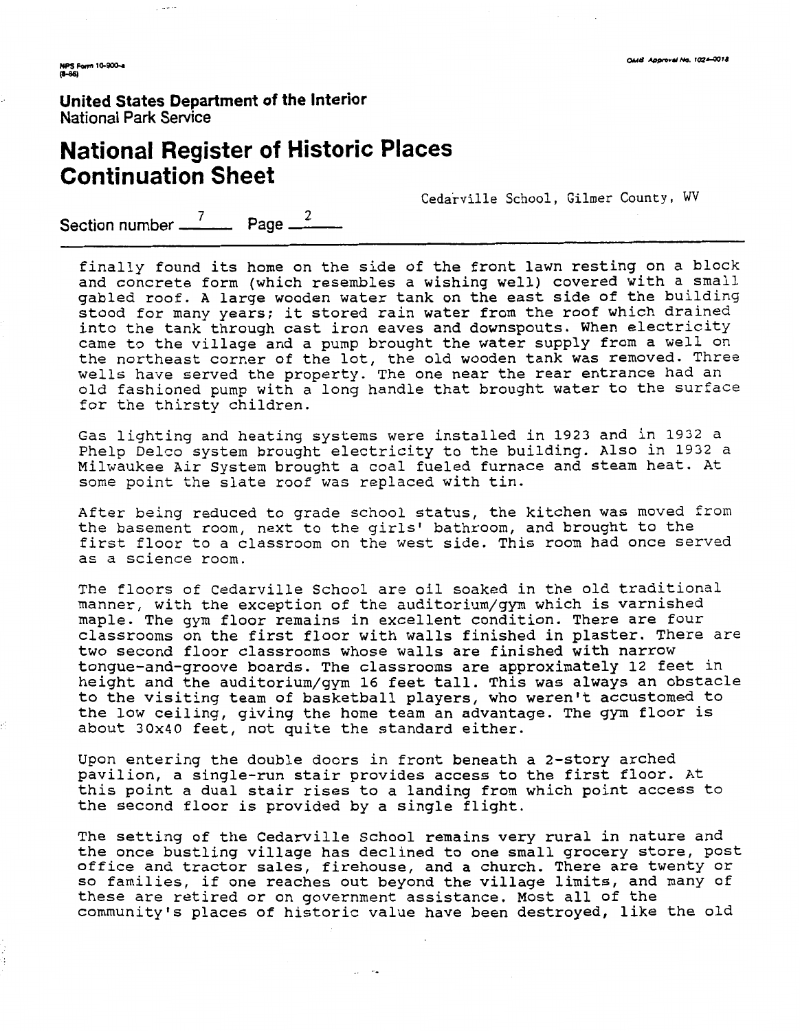Cedarville School, Gilmer County, WV

Section number 7 Page 2

finally found its home on the side of the front lawn resting on a block and concrete form (which resembles a wishing well) covered with a small gabled roof. A large wooden water tank on the east side of the building stood for many years; it stored rain water from the roof which drained into the tank through cast iron eaves and downspouts. When electricity came to the village and a pump brought the water supply from a well on the northeast corner of the lot, the old wooden tank was removed. Three wells have served the property. The one near the rear entrance had an old fashioned pump with a long handle that brought water to the surface for the thirsty children.

Gas lighting and heating systems were installed in 1923 and in 1932 a Phelp Delco system brought electricity to the building. Also in 1932 a Milwaukee Air System brought a coal fueled furnace and steam heat. At some point the slate roof was replaced with tin.

After being reduced to grade school status, the kitchen was moved from the basement room, next to the girls' bathroom, and brought to the first floor to a classroom on the west side. This room had once served as a science room.

The floors of Cedarville School are oil soaked in the old traditional manner, with the exception of the auditorium/gym which is varnished maple. The gym floor remains in excellent condition. There are four classrooms on the first floor with walls finished in plaster. There are two second floor classrooms whose walls are finished with narrow tongue-and-groove boards. The classrooms are approximately 12 feet in height and the auditorium/gym 16 feet tall. This was always an obstacle to the visiting team of basketball players, who weren't accustomed to the low ceiling, giving the home team an advantage. The gym floor is about 30x40 feet, not quite the standard either.

Upon entering the double doors in front beneath a 2-story arched pavilion, a single-run stair provides access to the first floor. At this point a dual stair rises to a landing from which point access to the second floor is provided by a single flight.

The setting of the Cedarville School remains very rural in nature and the once bustling village has declined to one small grocery store, post office and tractor sales, firehouse, and a church. There are twenty or so families, if one reaches out beyond the village limits, and many of these are retired or on government assistance. Most all of the community's places of historic value have been destroyed, like the old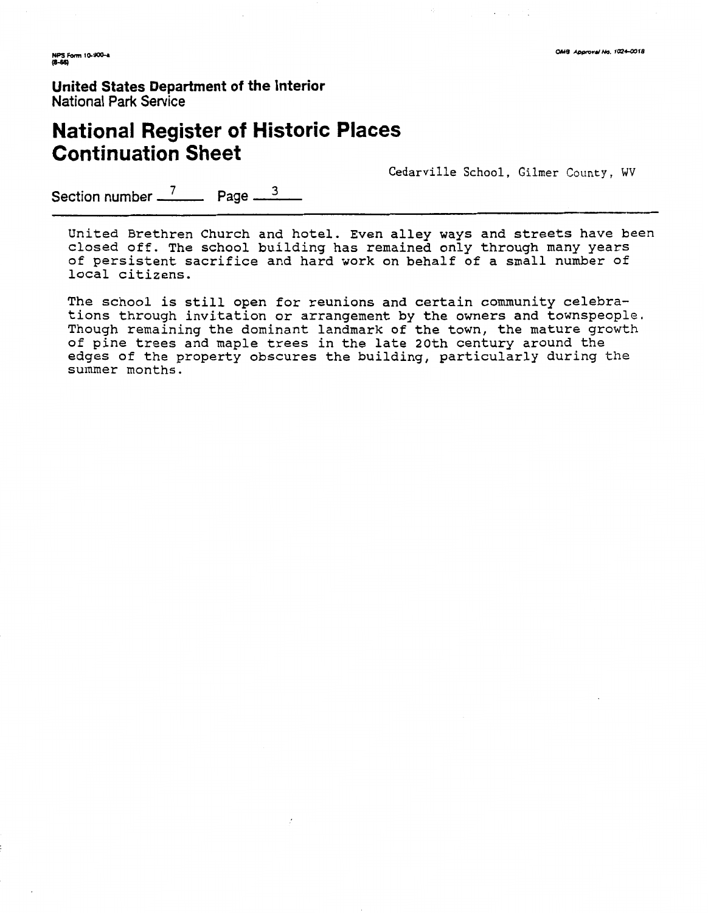Cedarville School, Gilmer County, WV

Section number 7 Page 3

United Brethren Church and hotel. Even alley ways and streets have been closed off. The school building has remained only through many years of persistent sacrifice and hard work on behalf of a small number of local citizens.

The school is still open for reunions and certain community celebrations through invitation or arrangement by the owners and townspeople. Though remaining the dominant landmark of the town, the mature growth of pine trees and maple trees in the late 20th century around the edges of the property obscures the building, particularly during the summer months.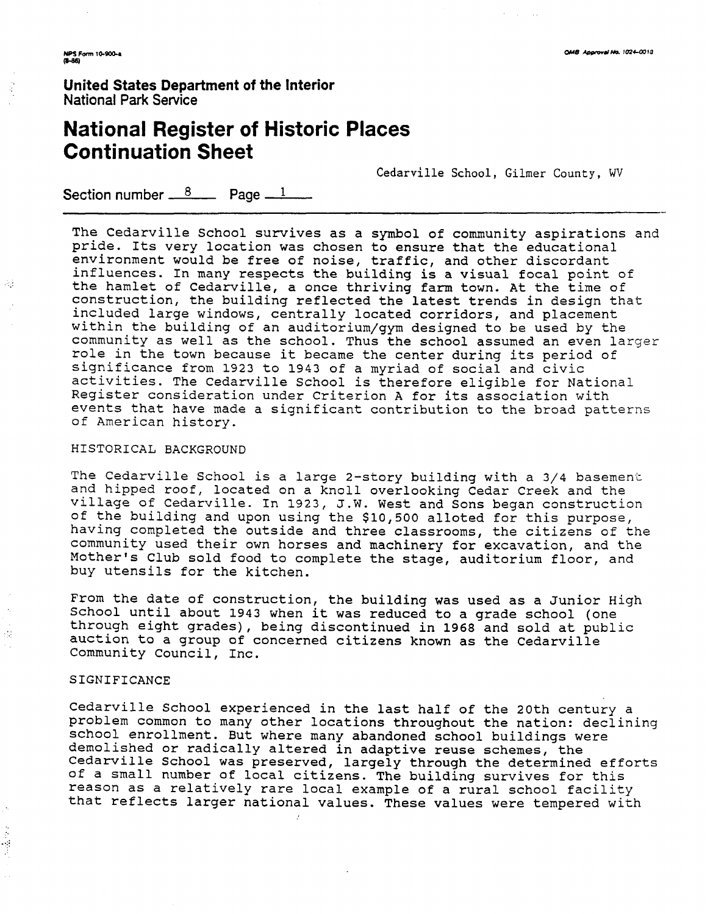NPS Form 10-900-a
(8-86)

OMB Approval No. 1024-0018

**United States Department of the Interior**
National Park Service

# National Register of Historic Places Continuation Sheet

Cedarville School, Gilmer County, WV

Section number 8 Page 1

The Cedarville School survives as a symbol of community aspirations and pride. Its very location was chosen to ensure that the educational environment would be free of noise, traffic, and other discordant influences. In many respects the building is a visual focal point of the hamlet of Cedarville, a once thriving farm town. At the time of construction, the building reflected the latest trends in design that included large windows, centrally located corridors, and placement within the building of an auditorium/gym designed to be used by the community as well as the school. Thus the school assumed an even larger role in the town because it became the center during its period of significance from 1923 to 1943 of a myriad of social and civic activities. The Cedarville School is therefore eligible for National Register consideration under Criterion A for its association with events that have made a significant contribution to the broad patterns of American history.

HISTORICAL BACKGROUND

The Cedarville School is a large 2-story building with a 3/4 basement and hipped roof, located on a knoll overlooking Cedar Creek and the village of Cedarville. In 1923, J.W. West and Sons began construction of the building and upon using the $10,500 alloted for this purpose, having completed the outside and three classrooms, the citizens of the community used their own horses and machinery for excavation, and the Mother's Club sold food to complete the stage, auditorium floor, and buy utensils for the kitchen.

From the date of construction, the building was used as a Junior High School until about 1943 when it was reduced to a grade school (one through eight grades), being discontinued in 1968 and sold at public auction to a group of concerned citizens known as the Cedarville Community Council, Inc.

SIGNIFICANCE

Cedarville School experienced in the last half of the 20th century a problem common to many other locations throughout the nation: declining school enrollment. But where many abandoned school buildings were demolished or radically altered in adaptive reuse schemes, the Cedarville School was preserved, largely through the determined efforts of a small number of local citizens. The building survives for this reason as a relatively rare local example of a rural school facility that reflects larger national values. These values were tempered with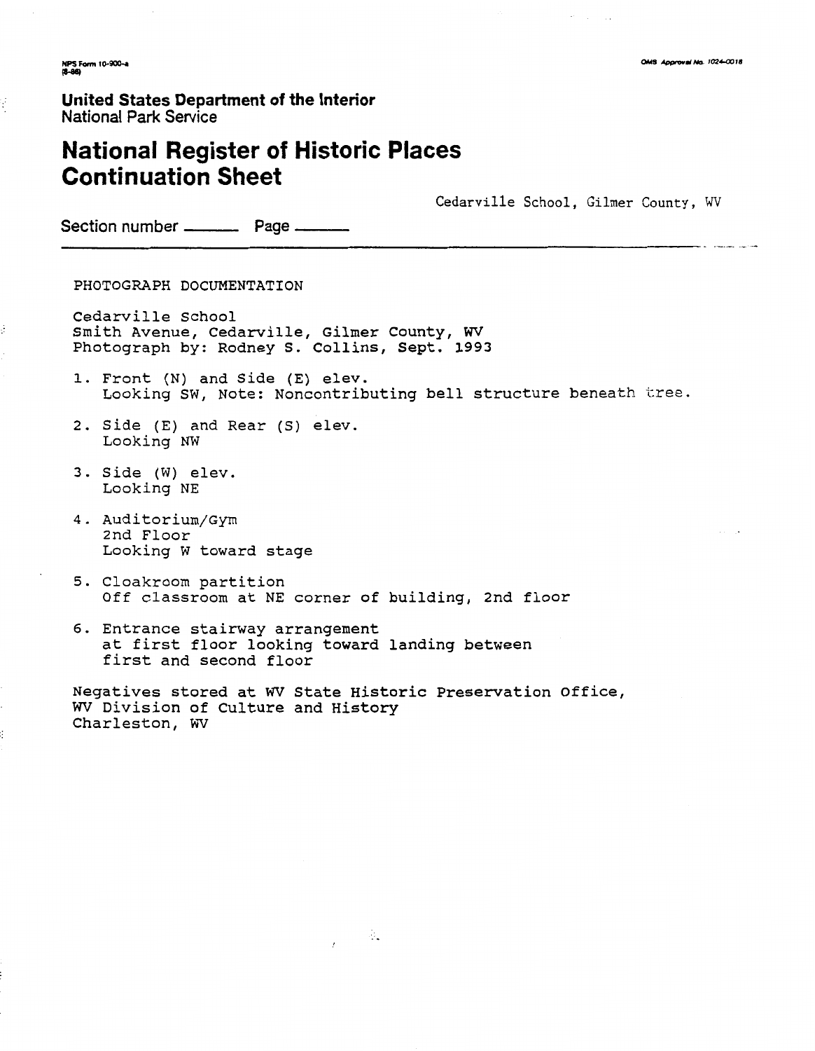United States Department of the Interior
National Park Service

# National Register of Historic Places Continuation Sheet

Cedarville School, Gilmer County, WV

Section number ______ Page ______

PHOTOGRAPH DOCUMENTATION

Cedarville School
Smith Avenue, Cedarville, Gilmer County, WV
Photograph by: Rodney S. Collins, Sept. 1993

1. Front (N) and Side (E) elev.
   Looking SW, Note: Noncontributing bell structure beneath tree.

2. Side (E) and Rear (S) elev.
   Looking NW

3. Side (W) elev.
   Looking NE

4. Auditorium/Gym
   2nd Floor
   Looking W toward stage

5. Cloakroom partition
   Off classroom at NE corner of building, 2nd floor

6. Entrance stairway arrangement
   at first floor looking toward landing between
   first and second floor

Negatives stored at WV State Historic Preservation Office,
WV Division of Culture and History
Charleston, WV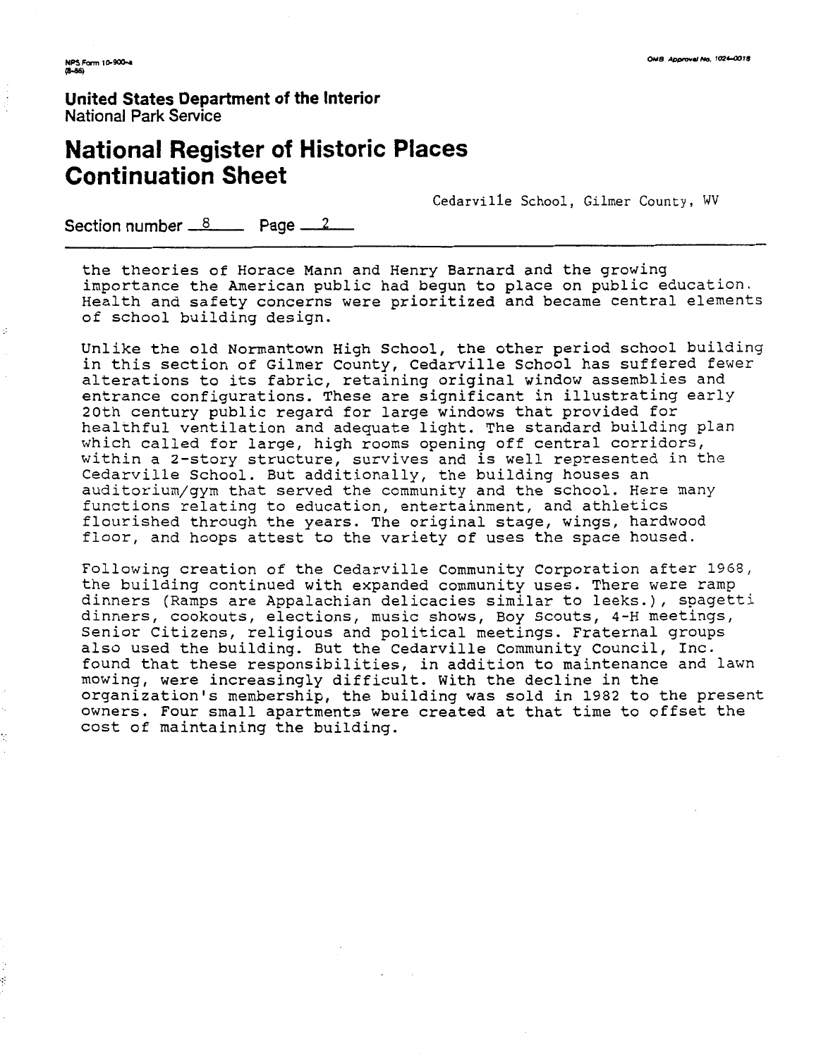Cedarville School, Gilmer County, WV

Section number 8 Page 2

the theories of Horace Mann and Henry Barnard and the growing importance the American public had begun to place on public education. Health and safety concerns were prioritized and became central elements of school building design.

Unlike the old Normantown High School, the other period school building in this section of Gilmer County, Cedarville School has suffered fewer alterations to its fabric, retaining original window assemblies and entrance configurations. These are significant in illustrating early 20th century public regard for large windows that provided for healthful ventilation and adequate light. The standard building plan which called for large, high rooms opening off central corridors, within a 2-story structure, survives and is well represented in the Cedarville School. But additionally, the building houses an auditorium/gym that served the community and the school. Here many functions relating to education, entertainment, and athletics flourished through the years. The original stage, wings, hardwood floor, and hoops attest to the variety of uses the space housed.

Following creation of the Cedarville Community Corporation after 1968, the building continued with expanded community uses. There were ramp dinners (Ramps are Appalachian delicacies similar to leeks.), spagetti dinners, cookouts, elections, music shows, Boy Scouts, 4-H meetings, Senior Citizens, religious and political meetings. Fraternal groups also used the building. But the Cedarville Community Council, Inc. found that these responsibilities, in addition to maintenance and lawn mowing, were increasingly difficult. With the decline in the organization's membership, the building was sold in 1982 to the present owners. Four small apartments were created at that time to offset the cost of maintaining the building.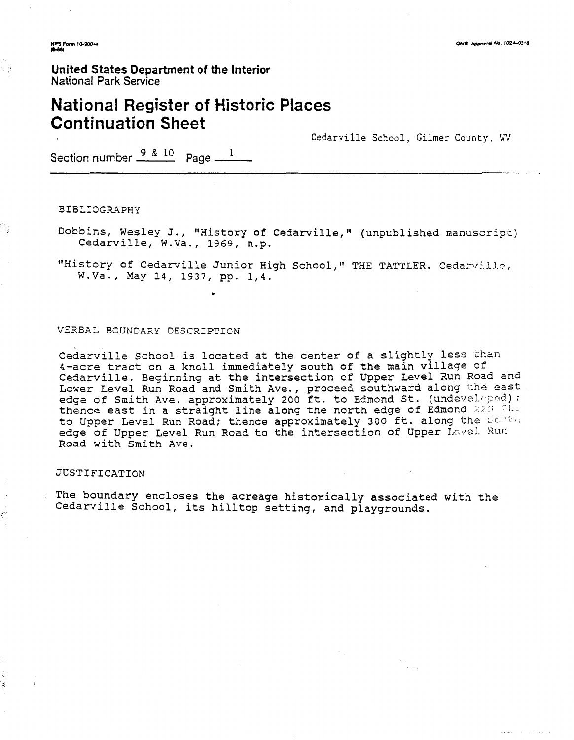United States Department of the Interior
National Park Service

# National Register of Historic Places Continuation Sheet

Cedarville School, Gilmer County, WV

Section number 9 & 10 Page 1

## BIBLIOGRAPHY

Dobbins, Wesley J., "History of Cedarville," (unpublished manuscript) Cedarville, W.Va., 1969, n.p.

"History of Cedarville Junior High School," THE TATTLER. Cedarville, W.Va., May 14, 1937, pp. 1,4.

## VERBAL BOUNDARY DESCRIPTION

Cedarville School is located at the center of a slightly less than 4-acre tract on a knoll immediately south of the main village of Cedarville. Beginning at the intersection of Upper Level Run Road and Lower Level Run Road and Smith Ave., proceed southward along the east edge of Smith Ave. approximately 200 ft. to Edmond St. (undeveloped); thence east in a straight line along the north edge of Edmond 225 ft. to Upper Level Run Road; thence approximately 300 ft. along the south edge of Upper Level Run Road to the intersection of Upper Level Run Road with Smith Ave.

## JUSTIFICATION

The boundary encloses the acreage historically associated with the Cedarville School, its hilltop setting, and playgrounds.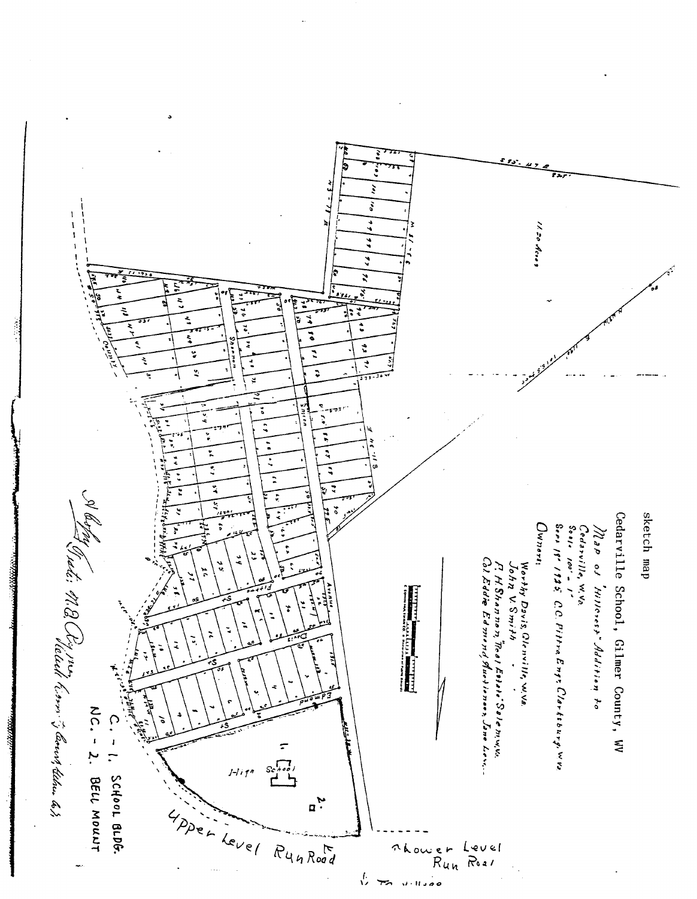sketch map

Cedarville School, Gilmer County, WV

Map of "Hillcrest" Addition to
Cedarville, W. Va.
Scale 100' = 1"
Sept 18' 1925. C.C. Pittro Engr. Clarksburg, W. Va.

Owners:

Worthy Davis, Glenville, W. Va.
John V. Smith " "
F. H. Shannon, "Real Estate" Salem, W. Va.
Col. Eddie Edmond, Auctioneer, Jane Lew...

C. - 1. SCHOOL BLDG.
NC. - 2. BELL MOUNT

Upper Level Run Road

Lower Level Run Road

To Village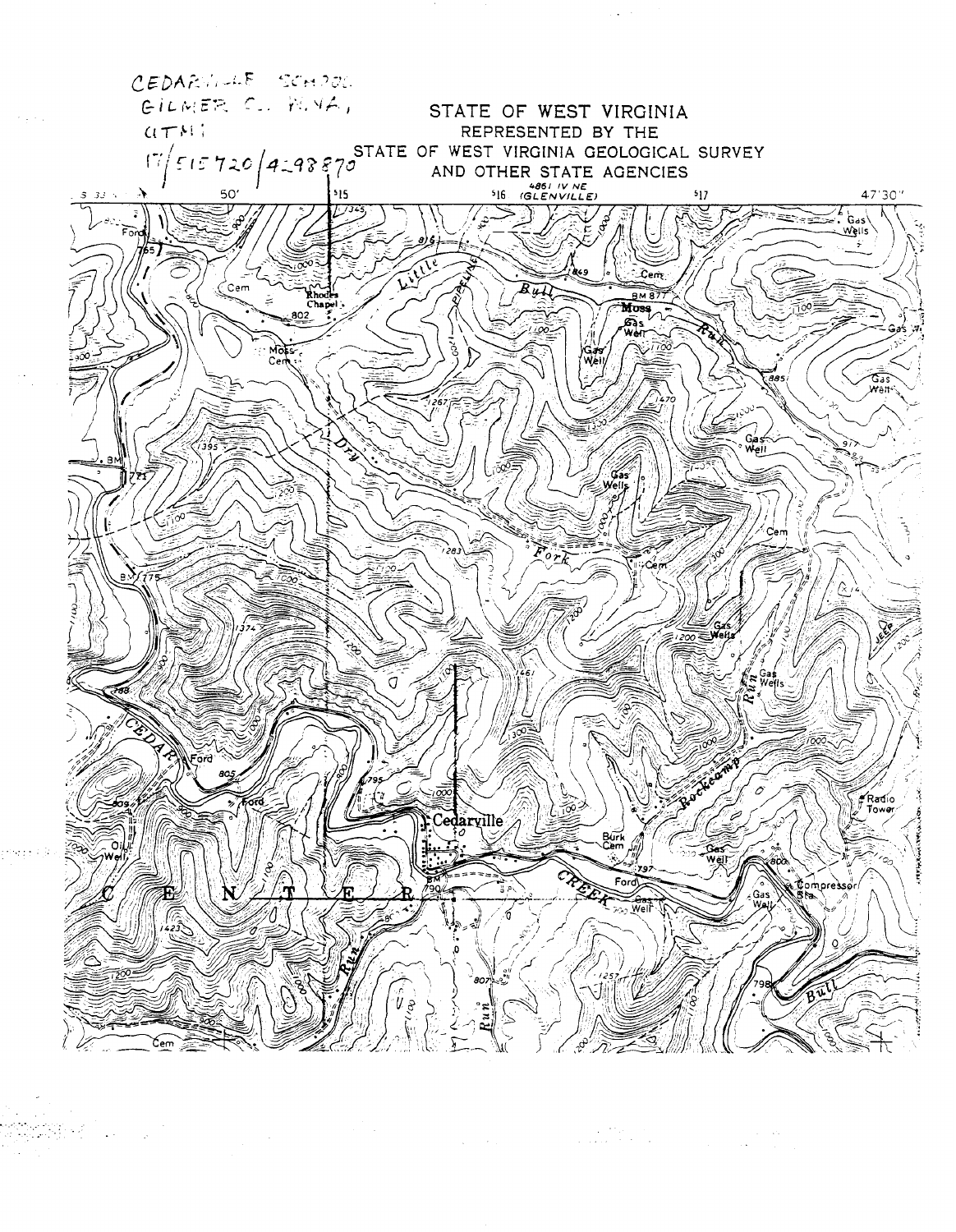CEDARVILLE SCHOOL
GILMER CO., W.VA.,
UTM:
17/515720/4298870

# STATE OF WEST VIRGINIA
REPRESENTED BY THE
STATE OF WEST VIRGINIA GEOLOGICAL SURVEY
AND OTHER STATE AGENCIES

4861 IV NE
(GLENVILLE)